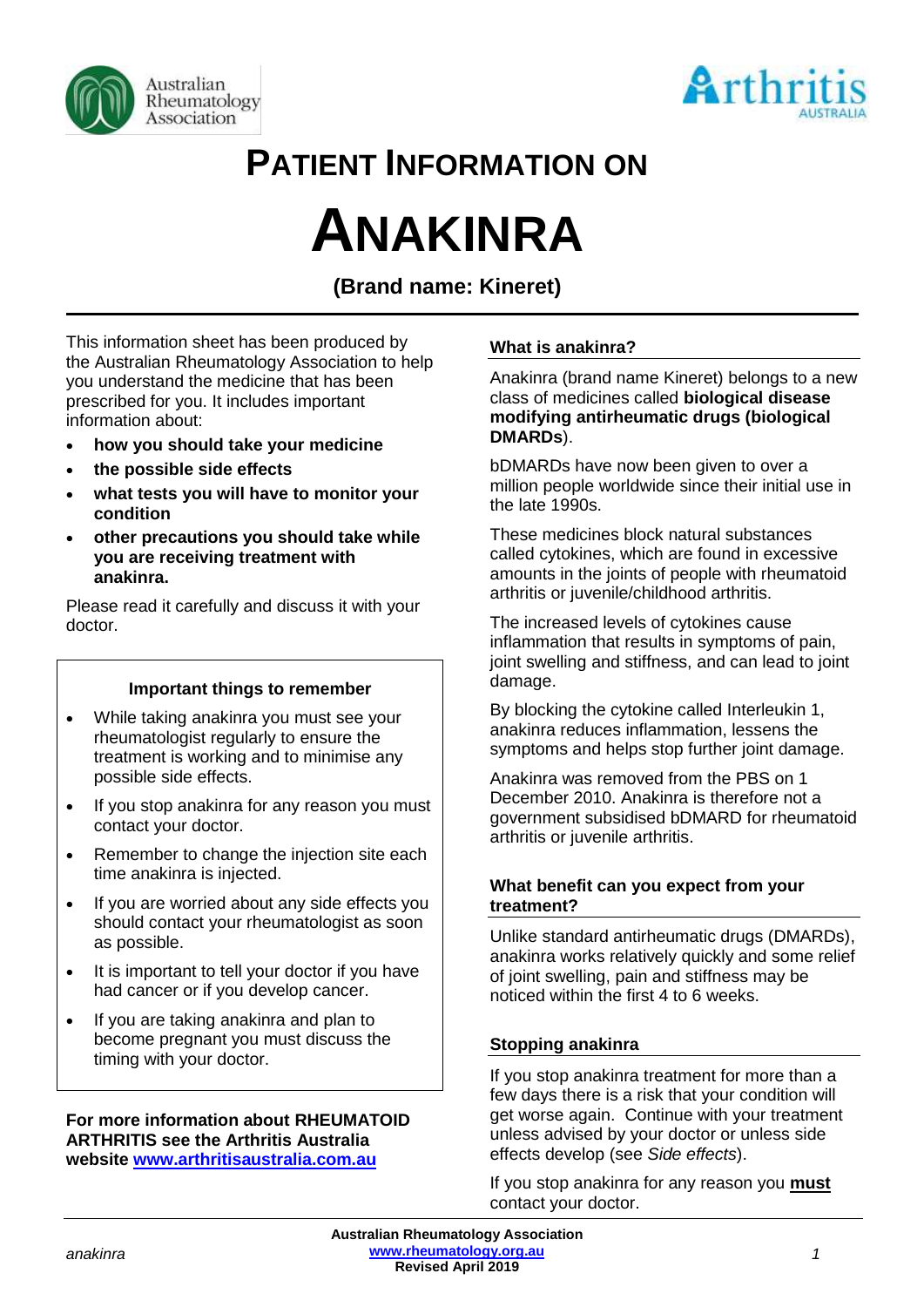# PATIENT INFORMATION ON

# ANAKINRA

### (Brand name: Kineret)

This information sheet has been produced by the Australian Rheumatology Association to help you understand the medicine that has been prescribed for you. It includes important information about:

- **how you should take your medicine**
- **the possible side effects**
- **what tests you will have to monitor your condition**
- **other precautions you should take while you are receiving treatment with anakinra.**

Please read it carefully and discuss it with your doctor.

> **Important things to remember**
>
> - While taking anakinra you must see your rheumatologist regularly to ensure the treatment is working and to minimise any possible side effects.
> - If you stop anakinra for any reason you must contact your doctor.
> - Remember to change the injection site each time anakinra is injected.
> - If you are worried about any side effects you should contact your rheumatologist as soon as possible.
> - It is important to tell your doctor if you have had cancer or if you develop cancer.
> - If you are taking anakinra and plan to become pregnant you must discuss the timing with your doctor.

**For more information about RHEUMATOID ARTHRITIS see the Arthritis Australia website [www.arthritisaustralia.com.au](http://www.arthritisaustralia.com.au)**

## What is anakinra?

Anakinra (brand name Kineret) belongs to a new class of medicines called **biological disease modifying antirheumatic drugs (biological DMARDs**).

bDMARDs have now been given to over a million people worldwide since their initial use in the late 1990s.

These medicines block natural substances called cytokines, which are found in excessive amounts in the joints of people with rheumatoid arthritis or juvenile/childhood arthritis.

The increased levels of cytokines cause inflammation that results in symptoms of pain, joint swelling and stiffness, and can lead to joint damage.

By blocking the cytokine called Interleukin 1, anakinra reduces inflammation, lessens the symptoms and helps stop further joint damage.

Anakinra was removed from the PBS on 1 December 2010. Anakinra is therefore not a government subsidised bDMARD for rheumatoid arthritis or juvenile arthritis.

## What benefit can you expect from your treatment?

Unlike standard antirheumatic drugs (DMARDs), anakinra works relatively quickly and some relief of joint swelling, pain and stiffness may be noticed within the first 4 to 6 weeks.

## Stopping anakinra

If you stop anakinra treatment for more than a few days there is a risk that your condition will get worse again. Continue with your treatment unless advised by your doctor or unless side effects develop (see *Side effects*).

If you stop anakinra for any reason you **must** contact your doctor.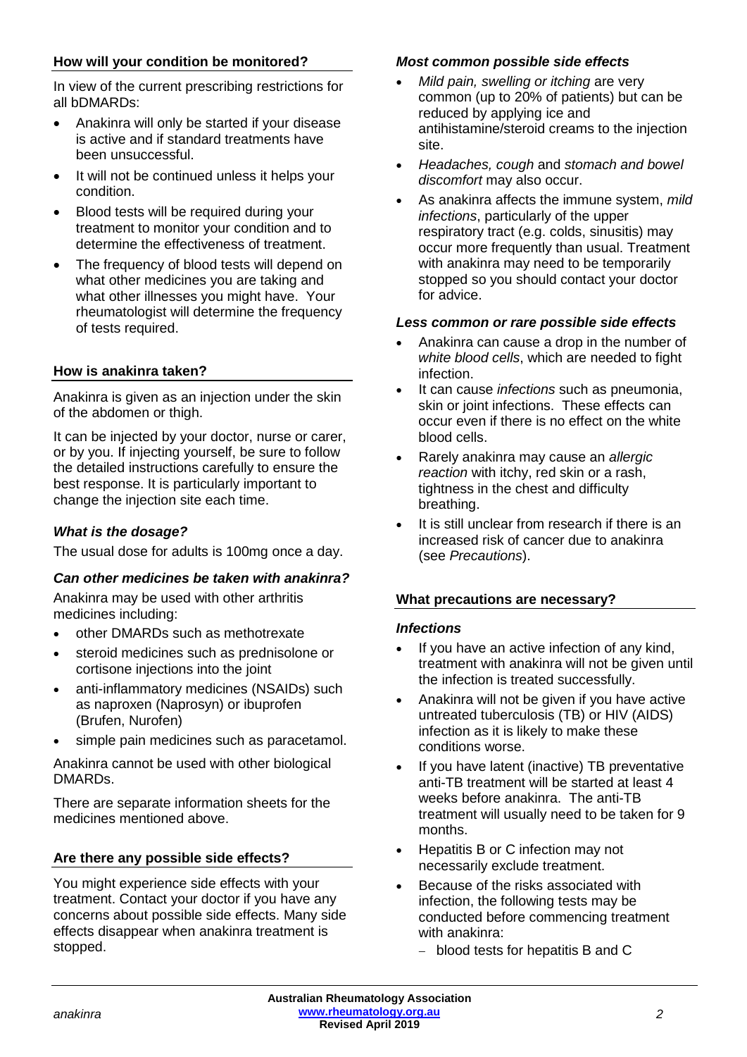## How will your condition be monitored?

In view of the current prescribing restrictions for all bDMARDs:

- Anakinra will only be started if your disease is active and if standard treatments have been unsuccessful.
- It will not be continued unless it helps your condition.
- Blood tests will be required during your treatment to monitor your condition and to determine the effectiveness of treatment.
- The frequency of blood tests will depend on what other medicines you are taking and what other illnesses you might have. Your rheumatologist will determine the frequency of tests required.

## How is anakinra taken?

Anakinra is given as an injection under the skin of the abdomen or thigh.

It can be injected by your doctor, nurse or carer, or by you. If injecting yourself, be sure to follow the detailed instructions carefully to ensure the best response. It is particularly important to change the injection site each time.

### *What is the dosage?*

The usual dose for adults is 100mg once a day.

### *Can other medicines be taken with anakinra?*

Anakinra may be used with other arthritis medicines including:

- other DMARDs such as methotrexate
- steroid medicines such as prednisolone or cortisone injections into the joint
- anti-inflammatory medicines (NSAIDs) such as naproxen (Naprosyn) or ibuprofen (Brufen, Nurofen)
- simple pain medicines such as paracetamol.

Anakinra cannot be used with other biological DMARDs.

There are separate information sheets for the medicines mentioned above.

## Are there any possible side effects?

You might experience side effects with your treatment. Contact your doctor if you have any concerns about possible side effects. Many side effects disappear when anakinra treatment is stopped.

### *Most common possible side effects*

- *Mild pain, swelling or itching* are very common (up to 20% of patients) but can be reduced by applying ice and antihistamine/steroid creams to the injection site.
- *Headaches, cough* and *stomach and bowel discomfort* may also occur.
- As anakinra affects the immune system, *mild infections*, particularly of the upper respiratory tract (e.g. colds, sinusitis) may occur more frequently than usual. Treatment with anakinra may need to be temporarily stopped so you should contact your doctor for advice.

### *Less common or rare possible side effects*

- Anakinra can cause a drop in the number of *white blood cells*, which are needed to fight infection.
- It can cause *infections* such as pneumonia, skin or joint infections. These effects can occur even if there is no effect on the white blood cells.
- Rarely anakinra may cause an *allergic reaction* with itchy, red skin or a rash, tightness in the chest and difficulty breathing.
- It is still unclear from research if there is an increased risk of cancer due to anakinra (see *Precautions*).

## What precautions are necessary?

### *Infections*

- If you have an active infection of any kind, treatment with anakinra will not be given until the infection is treated successfully.
- Anakinra will not be given if you have active untreated tuberculosis (TB) or HIV (AIDS) infection as it is likely to make these conditions worse.
- If you have latent (inactive) TB preventative anti-TB treatment will be started at least 4 weeks before anakinra. The anti-TB treatment will usually need to be taken for 9 months.
- Hepatitis B or C infection may not necessarily exclude treatment.
- Because of the risks associated with infection, the following tests may be conducted before commencing treatment with anakinra:
  - blood tests for hepatitis B and C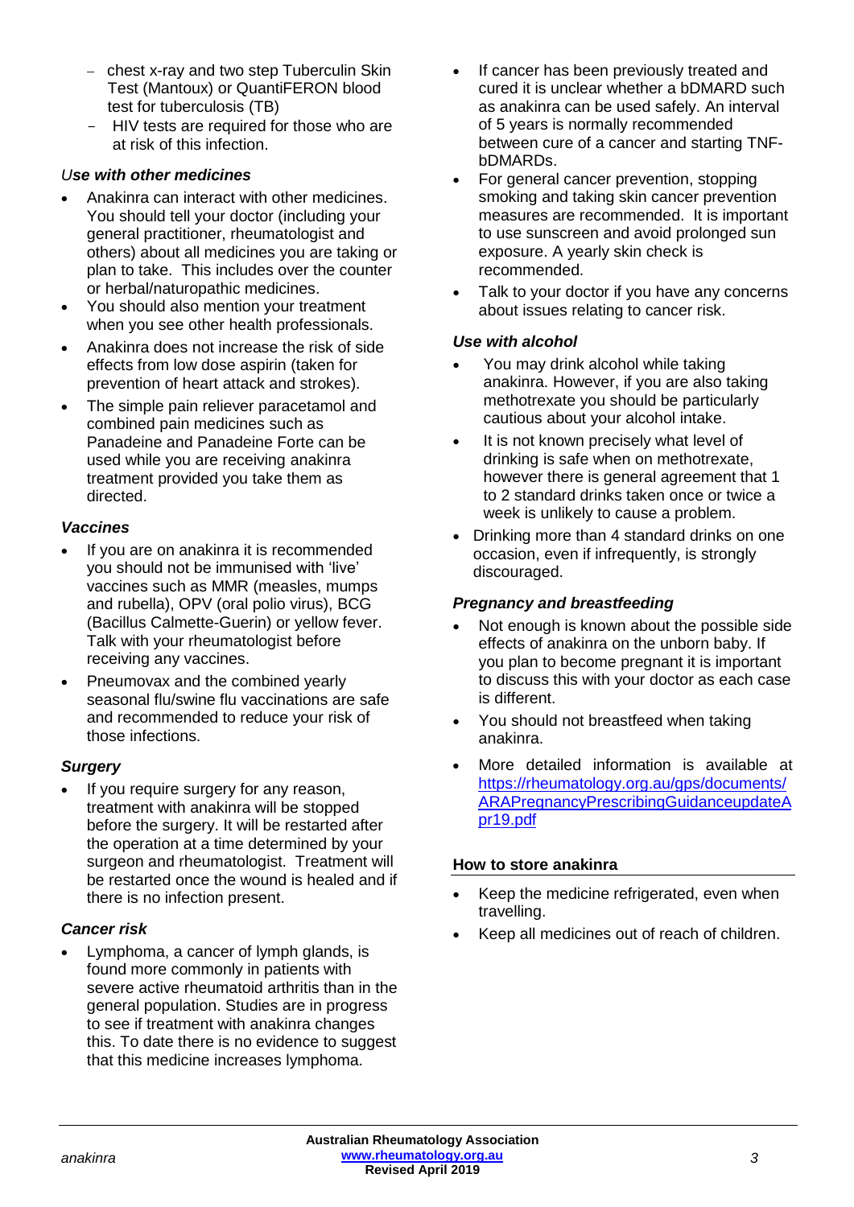- chest x-ray and two step Tuberculin Skin Test (Mantoux) or QuantiFERON blood test for tuberculosis (TB)
- HIV tests are required for those who are at risk of this infection.

### *Use with other medicines*

- Anakinra can interact with other medicines. You should tell your doctor (including your general practitioner, rheumatologist and others) about all medicines you are taking or plan to take. This includes over the counter or herbal/naturopathic medicines.
- You should also mention your treatment when you see other health professionals.
- Anakinra does not increase the risk of side effects from low dose aspirin (taken for prevention of heart attack and strokes).
- The simple pain reliever paracetamol and combined pain medicines such as Panadeine and Panadeine Forte can be used while you are receiving anakinra treatment provided you take them as directed.

### *Vaccines*

- If you are on anakinra it is recommended you should not be immunised with 'live' vaccines such as MMR (measles, mumps and rubella), OPV (oral polio virus), BCG (Bacillus Calmette-Guerin) or yellow fever. Talk with your rheumatologist before receiving any vaccines.
- Pneumovax and the combined yearly seasonal flu/swine flu vaccinations are safe and recommended to reduce your risk of those infections.

### *Surgery*

- If you require surgery for any reason, treatment with anakinra will be stopped before the surgery. It will be restarted after the operation at a time determined by your surgeon and rheumatologist. Treatment will be restarted once the wound is healed and if there is no infection present.

### *Cancer risk*

- Lymphoma, a cancer of lymph glands, is found more commonly in patients with severe active rheumatoid arthritis than in the general population. Studies are in progress to see if treatment with anakinra changes this. To date there is no evidence to suggest that this medicine increases lymphoma.
- If cancer has been previously treated and cured it is unclear whether a bDMARD such as anakinra can be used safely. An interval of 5 years is normally recommended between cure of a cancer and starting TNF-bDMARDs.
- For general cancer prevention, stopping smoking and taking skin cancer prevention measures are recommended. It is important to use sunscreen and avoid prolonged sun exposure. A yearly skin check is recommended.
- Talk to your doctor if you have any concerns about issues relating to cancer risk.

### *Use with alcohol*

- You may drink alcohol while taking anakinra. However, if you are also taking methotrexate you should be particularly cautious about your alcohol intake.
- It is not known precisely what level of drinking is safe when on methotrexate, however there is general agreement that 1 to 2 standard drinks taken once or twice a week is unlikely to cause a problem.
- Drinking more than 4 standard drinks on one occasion, even if infrequently, is strongly discouraged.

### *Pregnancy and breastfeeding*

- Not enough is known about the possible side effects of anakinra on the unborn baby. If you plan to become pregnant it is important to discuss this with your doctor as each case is different.
- You should not breastfeed when taking anakinra.
- More detailed information is available at https://rheumatology.org.au/gps/documents/ARAPregnancyPrescribingGuidanceupdateApr19.pdf

## How to store anakinra

- Keep the medicine refrigerated, even when travelling.
- Keep all medicines out of reach of children.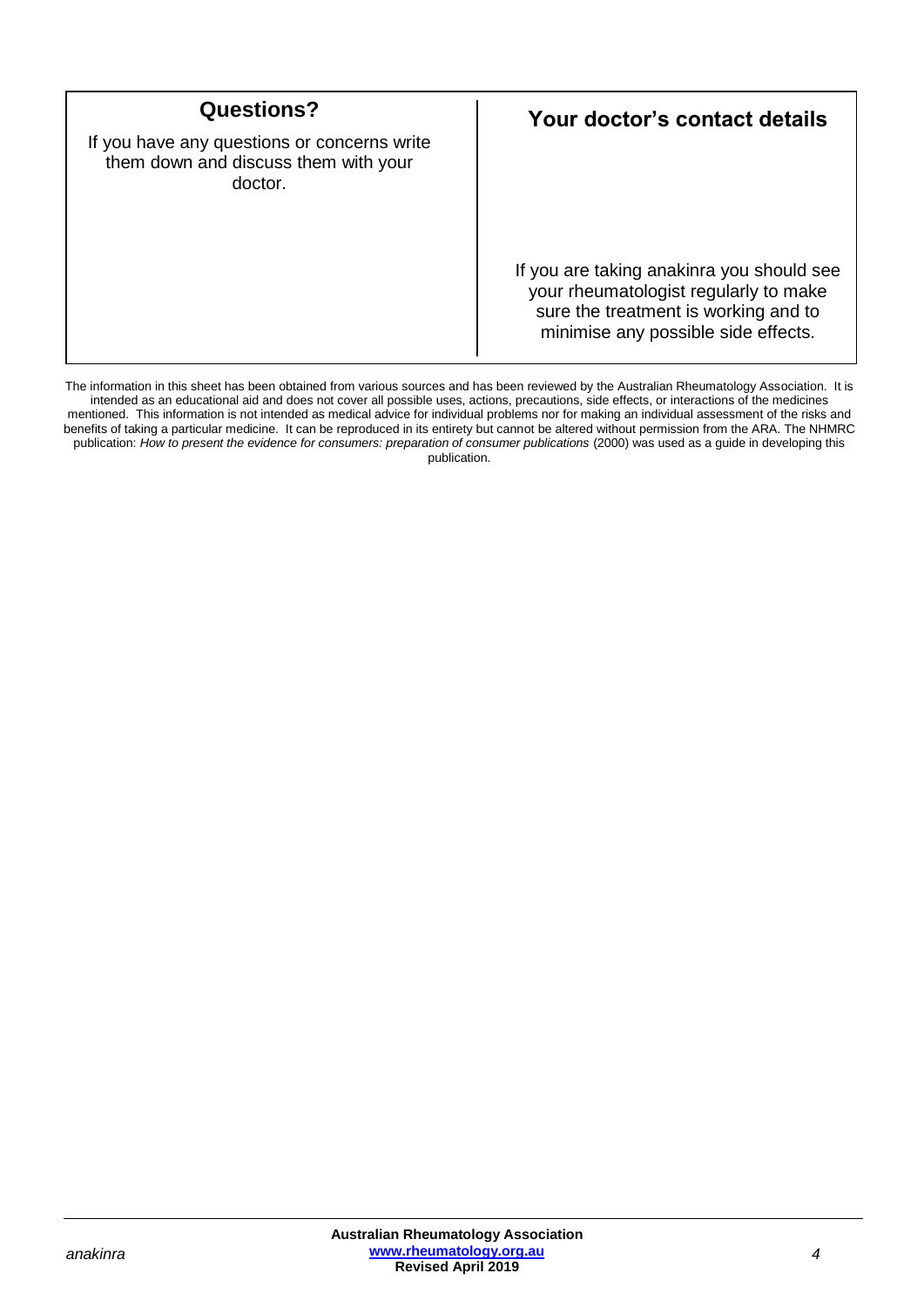## Questions?

If you have any questions or concerns write them down and discuss them with your doctor.

## Your doctor's contact details

If you are taking anakinra you should see your rheumatologist regularly to make sure the treatment is working and to minimise any possible side effects.

The information in this sheet has been obtained from various sources and has been reviewed by the Australian Rheumatology Association. It is intended as an educational aid and does not cover all possible uses, actions, precautions, side effects, or interactions of the medicines mentioned. This information is not intended as medical advice for individual problems nor for making an individual assessment of the risks and benefits of taking a particular medicine. It can be reproduced in its entirety but cannot be altered without permission from the ARA. The NHMRC publication: *How to present the evidence for consumers: preparation of consumer publications* (2000) was used as a guide in developing this publication.